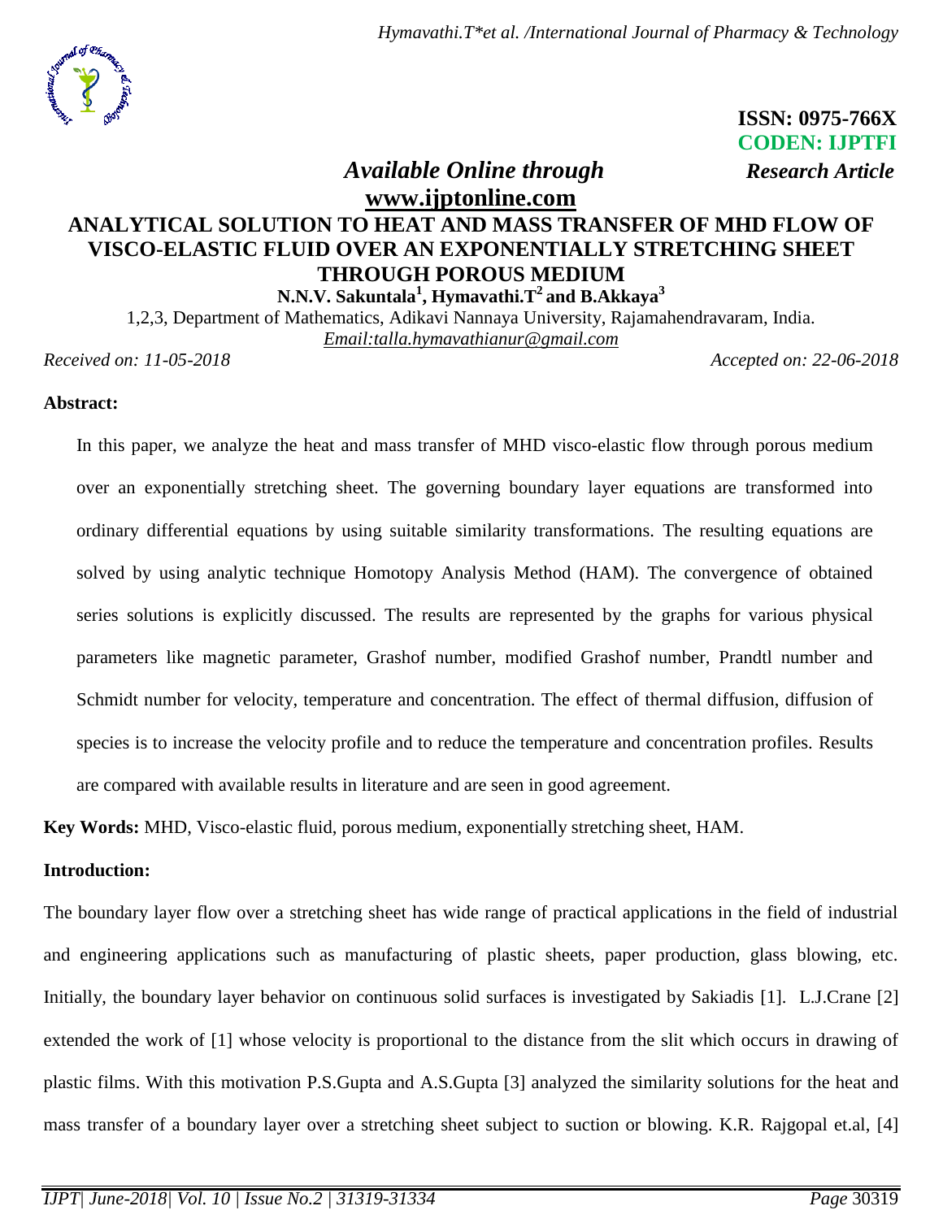ISSN: 0975-766X
CODEN: IJPTFI

*Available Online through* *Research Article*
**www.ijptonline.com**

# ANALYTICAL SOLUTION TO HEAT AND MASS TRANSFER OF MHD FLOW OF VISCO-ELASTIC FLUID OVER AN EXPONENTIALLY STRETCHING SHEET THROUGH POROUS MEDIUM

**N.N.V. Sakuntala[1], Hymavathi.T[2] and B.Akkaya[3]**

1,2,3, Department of Mathematics, Adikavi Nannaya University, Rajamahendravaram, India.
*Email:talla.hymavathianur@gmail.com*

*Received on: 11-05-2018* *Accepted on: 22-06-2018*

**Abstract:**

In this paper, we analyze the heat and mass transfer of MHD visco-elastic flow through porous medium over an exponentially stretching sheet. The governing boundary layer equations are transformed into ordinary differential equations by using suitable similarity transformations. The resulting equations are solved by using analytic technique Homotopy Analysis Method (HAM). The convergence of obtained series solutions is explicitly discussed. The results are represented by the graphs for various physical parameters like magnetic parameter, Grashof number, modified Grashof number, Prandtl number and Schmidt number for velocity, temperature and concentration. The effect of thermal diffusion, diffusion of species is to increase the velocity profile and to reduce the temperature and concentration profiles. Results are compared with available results in literature and are seen in good agreement.

**Key Words:** MHD, Visco-elastic fluid, porous medium, exponentially stretching sheet, HAM.

**Introduction:**

The boundary layer flow over a stretching sheet has wide range of practical applications in the field of industrial and engineering applications such as manufacturing of plastic sheets, paper production, glass blowing, etc. Initially, the boundary layer behavior on continuous solid surfaces is investigated by Sakiadis [1]. L.J.Crane [2] extended the work of [1] whose velocity is proportional to the distance from the slit which occurs in drawing of plastic films. With this motivation P.S.Gupta and A.S.Gupta [3] analyzed the similarity solutions for the heat and mass transfer of a boundary layer over a stretching sheet subject to suction or blowing. K.R. Rajgopal et.al, [4]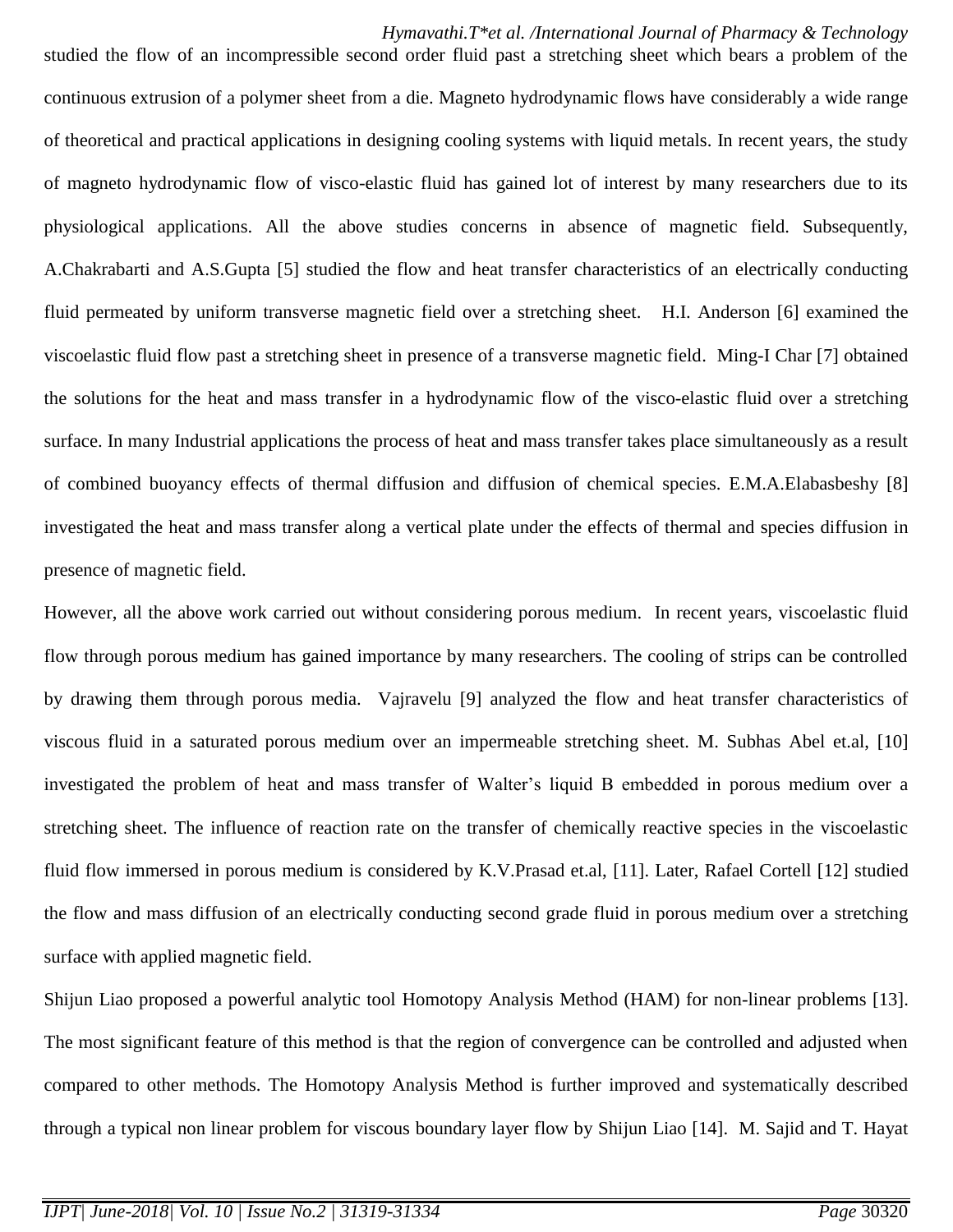studied the flow of an incompressible second order fluid past a stretching sheet which bears a problem of the continuous extrusion of a polymer sheet from a die. Magneto hydrodynamic flows have considerably a wide range of theoretical and practical applications in designing cooling systems with liquid metals. In recent years, the study of magneto hydrodynamic flow of visco-elastic fluid has gained lot of interest by many researchers due to its physiological applications. All the above studies concerns in absence of magnetic field. Subsequently, A.Chakrabarti and A.S.Gupta [5] studied the flow and heat transfer characteristics of an electrically conducting fluid permeated by uniform transverse magnetic field over a stretching sheet. H.I. Anderson [6] examined the viscoelastic fluid flow past a stretching sheet in presence of a transverse magnetic field. Ming-I Char [7] obtained the solutions for the heat and mass transfer in a hydrodynamic flow of the visco-elastic fluid over a stretching surface. In many Industrial applications the process of heat and mass transfer takes place simultaneously as a result of combined buoyancy effects of thermal diffusion and diffusion of chemical species. E.M.A.Elabasbeshy [8] investigated the heat and mass transfer along a vertical plate under the effects of thermal and species diffusion in presence of magnetic field.

However, all the above work carried out without considering porous medium. In recent years, viscoelastic fluid flow through porous medium has gained importance by many researchers. The cooling of strips can be controlled by drawing them through porous media. Vajravelu [9] analyzed the flow and heat transfer characteristics of viscous fluid in a saturated porous medium over an impermeable stretching sheet. M. Subhas Abel et.al, [10] investigated the problem of heat and mass transfer of Walter's liquid B embedded in porous medium over a stretching sheet. The influence of reaction rate on the transfer of chemically reactive species in the viscoelastic fluid flow immersed in porous medium is considered by K.V.Prasad et.al, [11]. Later, Rafael Cortell [12] studied the flow and mass diffusion of an electrically conducting second grade fluid in porous medium over a stretching surface with applied magnetic field.

Shijun Liao proposed a powerful analytic tool Homotopy Analysis Method (HAM) for non-linear problems [13]. The most significant feature of this method is that the region of convergence can be controlled and adjusted when compared to other methods. The Homotopy Analysis Method is further improved and systematically described through a typical non linear problem for viscous boundary layer flow by Shijun Liao [14]. M. Sajid and T. Hayat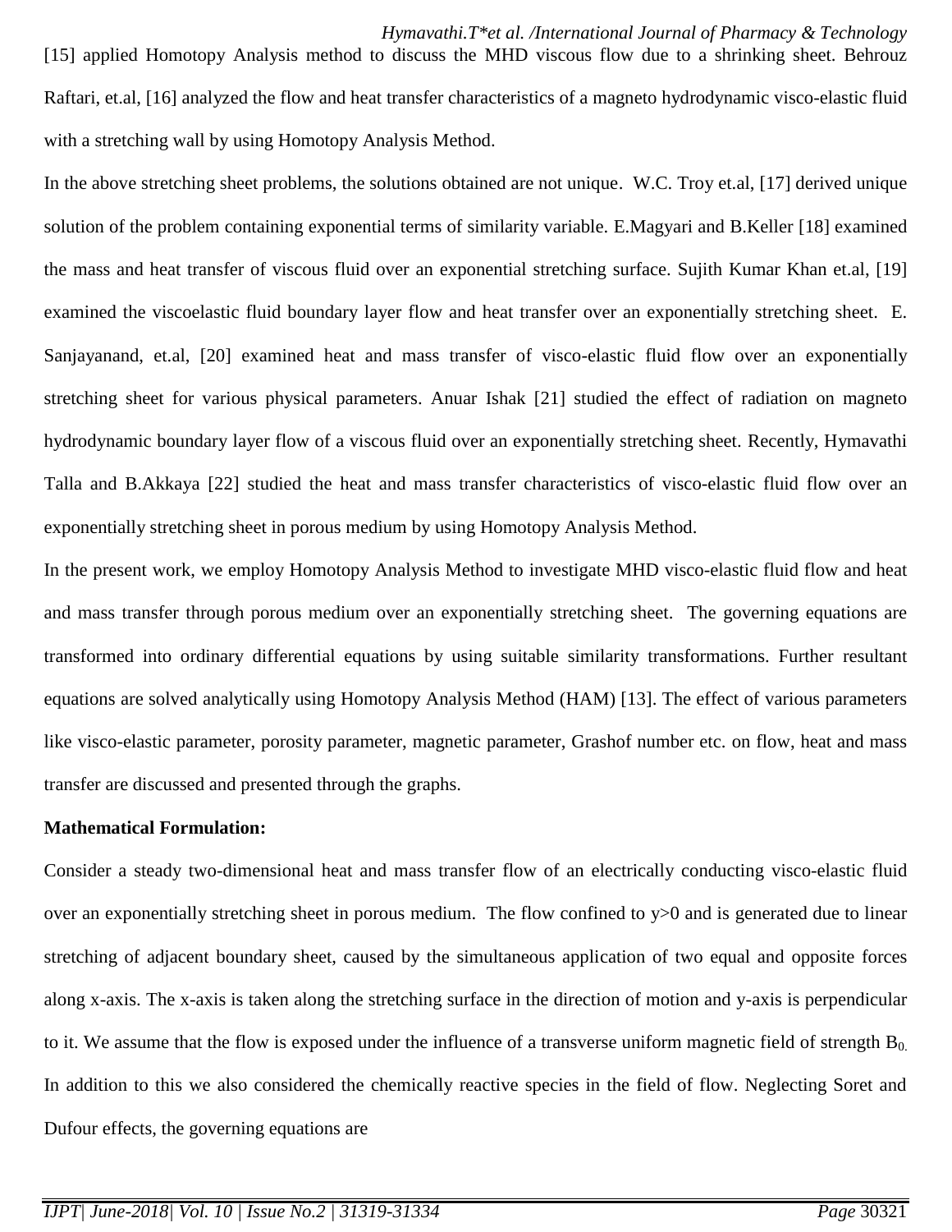[15] applied Homotopy Analysis method to discuss the MHD viscous flow due to a shrinking sheet. Behrouz Raftari, et.al, [16] analyzed the flow and heat transfer characteristics of a magneto hydrodynamic visco-elastic fluid with a stretching wall by using Homotopy Analysis Method.

In the above stretching sheet problems, the solutions obtained are not unique. W.C. Troy et.al, [17] derived unique solution of the problem containing exponential terms of similarity variable. E.Magyari and B.Keller [18] examined the mass and heat transfer of viscous fluid over an exponential stretching surface. Sujith Kumar Khan et.al, [19] examined the viscoelastic fluid boundary layer flow and heat transfer over an exponentially stretching sheet. E. Sanjayanand, et.al, [20] examined heat and mass transfer of visco-elastic fluid flow over an exponentially stretching sheet for various physical parameters. Anuar Ishak [21] studied the effect of radiation on magneto hydrodynamic boundary layer flow of a viscous fluid over an exponentially stretching sheet. Recently, Hymavathi Talla and B.Akkaya [22] studied the heat and mass transfer characteristics of visco-elastic fluid flow over an exponentially stretching sheet in porous medium by using Homotopy Analysis Method.

In the present work, we employ Homotopy Analysis Method to investigate MHD visco-elastic fluid flow and heat and mass transfer through porous medium over an exponentially stretching sheet. The governing equations are transformed into ordinary differential equations by using suitable similarity transformations. Further resultant equations are solved analytically using Homotopy Analysis Method (HAM) [13]. The effect of various parameters like visco-elastic parameter, porosity parameter, magnetic parameter, Grashof number etc. on flow, heat and mass transfer are discussed and presented through the graphs.

**Mathematical Formulation:**

Consider a steady two-dimensional heat and mass transfer flow of an electrically conducting visco-elastic fluid over an exponentially stretching sheet in porous medium. The flow confined to $y>0$ and is generated due to linear stretching of adjacent boundary sheet, caused by the simultaneous application of two equal and opposite forces along x-axis. The x-axis is taken along the stretching surface in the direction of motion and y-axis is perpendicular to it. We assume that the flow is exposed under the influence of a transverse uniform magnetic field of strength $B_0$. In addition to this we also considered the chemically reactive species in the field of flow. Neglecting Soret and Dufour effects, the governing equations are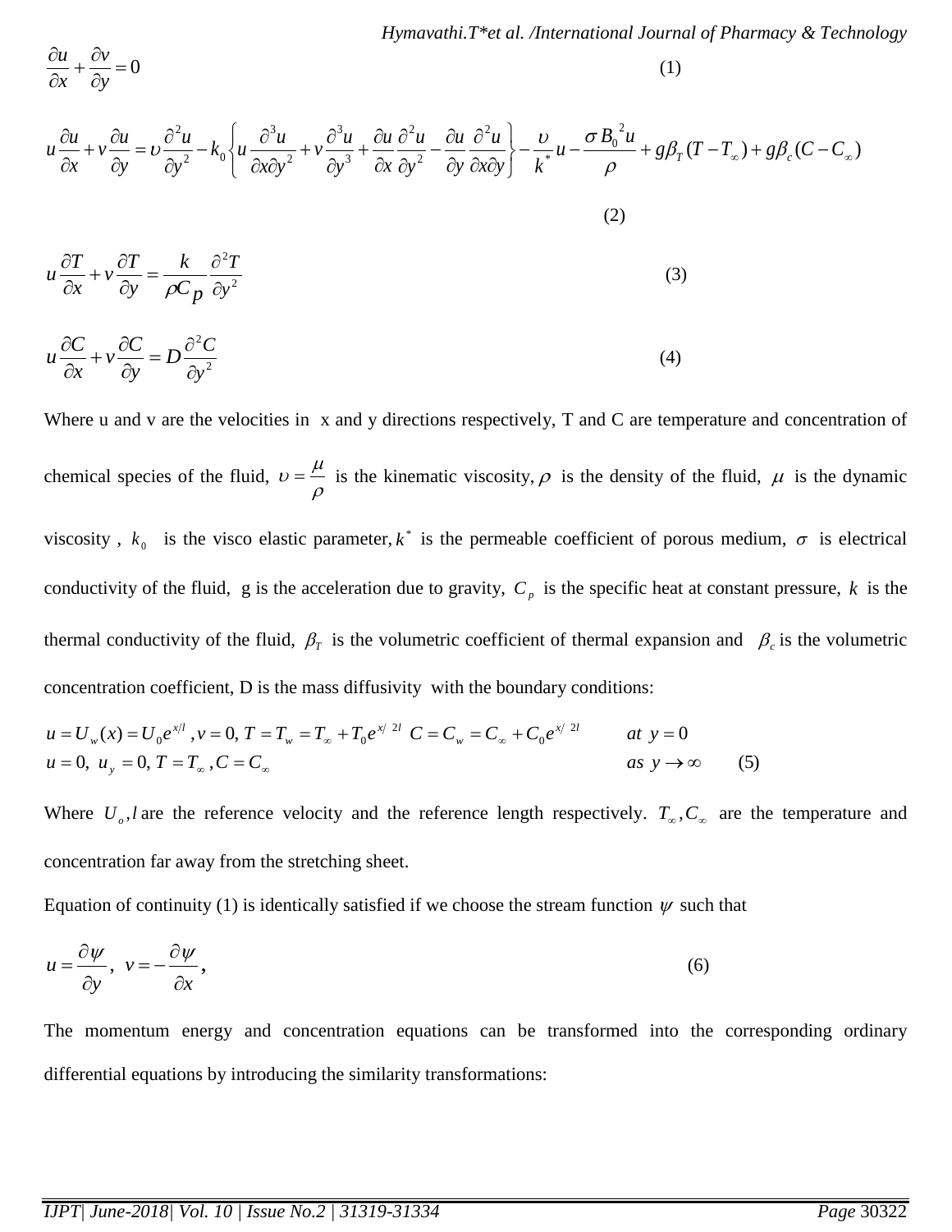$$\frac{\partial u}{\partial x}+\frac{\partial v}{\partial y}=0 \tag{1}$$

$$u\frac{\partial u}{\partial x}+v\frac{\partial u}{\partial y}=\upsilon\frac{\partial^2 u}{\partial y^2}-k_0\left\{u\frac{\partial^3 u}{\partial x\partial y^2}+v\frac{\partial^3 u}{\partial y^3}+\frac{\partial u}{\partial x}\frac{\partial^2 u}{\partial y^2}-\frac{\partial u}{\partial y}\frac{\partial^2 u}{\partial x\partial y}\right\}-\frac{\upsilon}{k^*}u-\frac{\sigma B_0^{\,2}u}{\rho}+g\beta_T(T-T_\infty)+g\beta_c(C-C_\infty) \tag{2}$$

$$u\frac{\partial T}{\partial x}+v\frac{\partial T}{\partial y}=\frac{k}{\rho C_p}\frac{\partial^2 T}{\partial y^2} \tag{3}$$

$$u\frac{\partial C}{\partial x}+v\frac{\partial C}{\partial y}=D\frac{\partial^2 C}{\partial y^2} \tag{4}$$

Where u and v are the velocities in x and y directions respectively, T and C are temperature and concentration of chemical species of the fluid, $\upsilon=\frac{\mu}{\rho}$ is the kinematic viscosity, $\rho$ is the density of the fluid, $\mu$ is the dynamic viscosity , $k_0$ is the visco elastic parameter, $k^*$ is the permeable coefficient of porous medium, $\sigma$ is electrical conductivity of the fluid, g is the acceleration due to gravity, $C_p$ is the specific heat at constant pressure, $k$ is the thermal conductivity of the fluid, $\beta_T$ is the volumetric coefficient of thermal expansion and $\beta_c$ is the volumetric concentration coefficient, D is the mass diffusivity with the boundary conditions:

$$\begin{aligned}
&u=U_w(x)=U_0e^{x/l},\, v=0,\, T=T_w=T_\infty+T_0e^{x/\,2l}\;\; C=C_w=C_\infty+C_0e^{x/\,2l} && at\ y=0\\
&u=0,\; u_y=0,\; T=T_\infty,\, C=C_\infty && as\ y\to\infty
\end{aligned} \tag{5}$$

Where $U_o, l$ are the reference velocity and the reference length respectively. $T_\infty, C_\infty$ are the temperature and concentration far away from the stretching sheet.

Equation of continuity (1) is identically satisfied if we choose the stream function $\psi$ such that

$$u=\frac{\partial\psi}{\partial y},\; v=-\frac{\partial\psi}{\partial x}, \tag{6}$$

The momentum energy and concentration equations can be transformed into the corresponding ordinary differential equations by introducing the similarity transformations: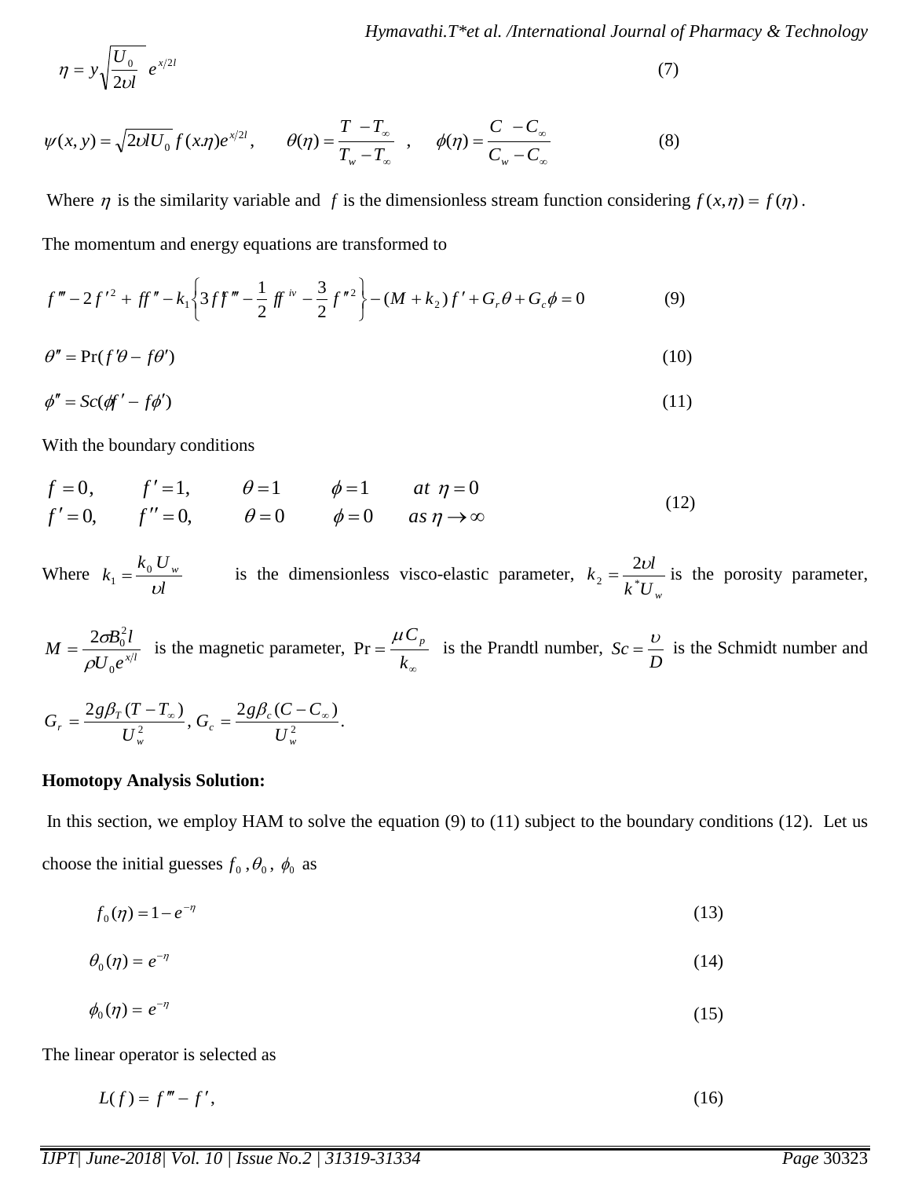$$\eta = y\sqrt{\frac{U_0}{2\upsilon l}}\ e^{x/2l} \tag{7}$$

$$\psi(x,y) = \sqrt{2\upsilon l U_0}\, f(x.\eta)e^{x/2l}, \qquad \theta(\eta) = \frac{T - T_\infty}{T_w - T_\infty}\ , \qquad \phi(\eta) = \frac{C - C_\infty}{C_w - C_\infty} \tag{8}$$

Where $\eta$ is the similarity variable and $f$ is the dimensionless stream function considering $f(x,\eta) = f(\eta)$.

The momentum and energy equations are transformed to

$$f''' - 2f'^2 + ff'' - k_1\left\{3f'f''' - \frac{1}{2}ff^{iv} - \frac{3}{2}f''^2\right\} - (M + k_2)f' + G_r\theta + G_c\phi = 0 \tag{9}$$

$$\theta'' = \Pr(f'\theta - f\theta') \tag{10}$$

$$\phi'' = Sc(\phi f' - f\phi') \tag{11}$$

With the boundary conditions

$$\begin{array}{lllll} f = 0, & f' = 1, & \theta = 1 & \phi = 1 & at\ \eta = 0 \\ f' = 0, & f'' = 0, & \theta = 0 & \phi = 0 & as\ \eta \to \infty \end{array} \tag{12}$$

Where $k_1 = \frac{k_0 U_w}{\upsilon l}$ is the dimensionless visco-elastic parameter, $k_2 = \frac{2\upsilon l}{k^* U_w}$ is the porosity parameter, $M = \frac{2\sigma B_0^2 l}{\rho U_0 e^{x/l}}$ is the magnetic parameter, $\Pr = \frac{\mu C_p}{k_\infty}$ is the Prandtl number, $Sc = \frac{\upsilon}{D}$ is the Schmidt number and $G_r = \frac{2g\beta_T(T - T_\infty)}{U_w^2}$, $G_c = \frac{2g\beta_c(C - C_\infty)}{U_w^2}$.

**Homotopy Analysis Solution:**

In this section, we employ HAM to solve the equation (9) to (11) subject to the boundary conditions (12). Let us choose the initial guesses $f_0, \theta_0, \phi_0$ as

$$f_0(\eta) = 1 - e^{-\eta} \tag{13}$$

$$\theta_0(\eta) = e^{-\eta} \tag{14}$$

$$\phi_0(\eta) = e^{-\eta} \tag{15}$$

The linear operator is selected as

$$L(f) = f''' - f', \tag{16}$$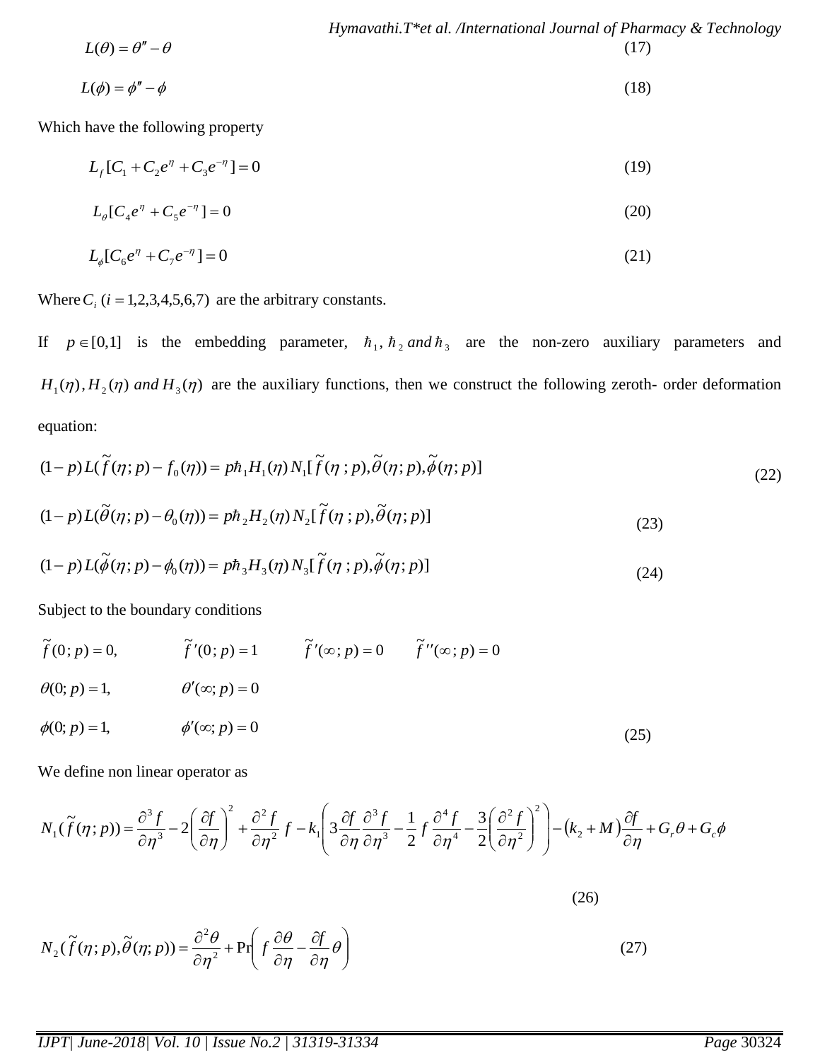$$L(\theta) = \theta'' - \theta \tag{17}$$

$$L(\phi) = \phi'' - \phi \tag{18}$$

Which have the following property

$$L_f[C_1 + C_2 e^{\eta} + C_3 e^{-\eta}] = 0 \tag{19}$$

$$L_\theta[C_4 e^{\eta} + C_5 e^{-\eta}] = 0 \tag{20}$$

$$L_\phi[C_6 e^{\eta} + C_7 e^{-\eta}] = 0 \tag{21}$$

Where $C_i \ (i = 1,2,3,4,5,6,7)$ are the arbitrary constants.

If $p \in [0,1]$ is the embedding parameter, $\hbar_1, \hbar_2$ and $\hbar_3$ are the non-zero auxiliary parameters and $H_1(\eta), H_2(\eta)$ and $H_3(\eta)$ are the auxiliary functions, then we construct the following zeroth- order deformation equation:

$$(1-p)L(\tilde{f}(\eta;p) - f_0(\eta)) = p\hbar_1 H_1(\eta) N_1[\tilde{f}(\eta\,;p), \tilde{\theta}(\eta;p), \tilde{\phi}(\eta;p)] \tag{22}$$

$$(1-p)L(\tilde{\theta}(\eta;p) - \theta_0(\eta)) = p\hbar_2 H_2(\eta) N_2[\tilde{f}(\eta\,;p), \tilde{\theta}(\eta;p)] \tag{23}$$

$$(1-p)L(\tilde{\phi}(\eta;p) - \phi_0(\eta)) = p\hbar_3 H_3(\eta) N_3[\tilde{f}(\eta\,;p), \tilde{\phi}(\eta;p)] \tag{24}$$

Subject to the boundary conditions

$$\tilde{f}(0\,;p) = 0, \qquad \tilde{f}'(0\,;p) = 1 \qquad \tilde{f}'(\infty\,;p) = 0 \qquad \tilde{f}''(\infty\,;p) = 0$$

$$\theta(0;p) = 1, \qquad \theta'(\infty;p) = 0$$

$$\phi(0;p) = 1, \qquad \phi'(\infty;p) = 0 \tag{25}$$

We define non linear operator as

$$N_1(\tilde{f}(\eta;p)) = \frac{\partial^3 f}{\partial \eta^3} - 2\left(\frac{\partial f}{\partial \eta}\right)^2 + \frac{\partial^2 f}{\partial \eta^2} f - k_1\left(3\frac{\partial f}{\partial \eta}\frac{\partial^3 f}{\partial \eta^3} - \frac{1}{2} f \frac{\partial^4 f}{\partial \eta^4} - \frac{3}{2}\left(\frac{\partial^2 f}{\partial \eta^2}\right)^2\right) - (k_2 + M)\frac{\partial f}{\partial \eta} + G_r\theta + G_c\phi \tag{26}$$

$$N_2(\tilde{f}(\eta;p), \tilde{\theta}(\eta;p)) = \frac{\partial^2 \theta}{\partial \eta^2} + \Pr\left(f\frac{\partial \theta}{\partial \eta} - \frac{\partial f}{\partial \eta}\theta\right) \tag{27}$$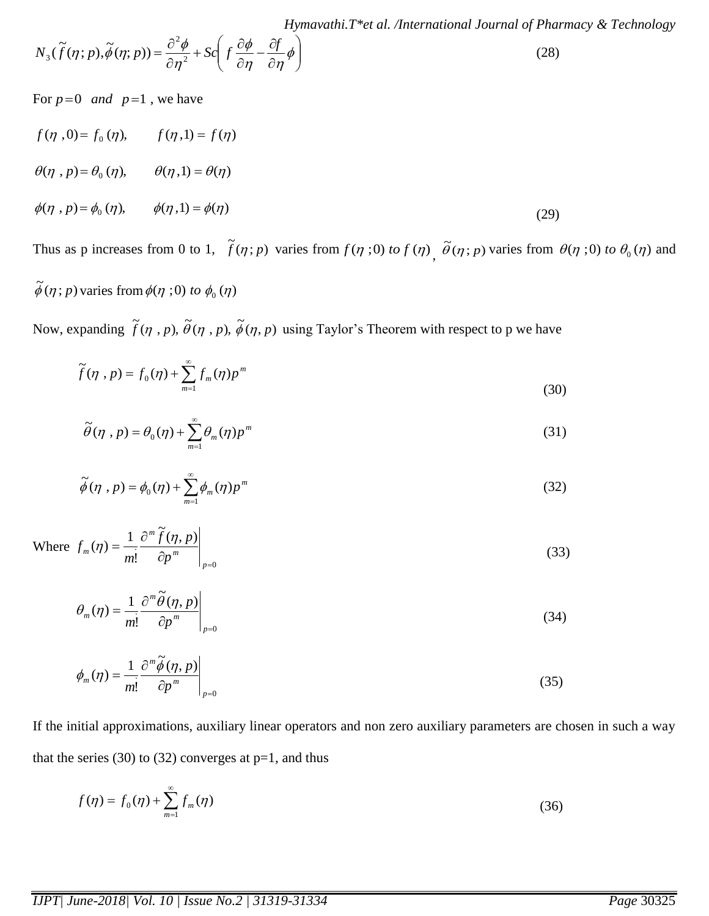$$N_3(\tilde{f}(\eta;p),\tilde{\phi}(\eta;p)) = \frac{\partial^2 \phi}{\partial \eta^2} + Sc\left( f\frac{\partial \phi}{\partial \eta} - \frac{\partial f}{\partial \eta}\phi \right) \tag{28}$$

For $p=0$ *and* $p=1$, we have

$$f(\eta\ ,0) = f_0(\eta), \qquad f(\eta,1) = f(\eta)$$

$$\theta(\eta\ ,p) = \theta_0(\eta), \qquad \theta(\eta,1) = \theta(\eta)$$

$$\phi(\eta\ ,p) = \phi_0(\eta), \qquad \phi(\eta,1) = \phi(\eta) \tag{29}$$

Thus as p increases from 0 to 1, $\tilde{f}(\eta;p)$ varies from $f(\eta\ ;0)$ *to* $f(\eta)$, $\tilde{\theta}(\eta;p)$ varies from $\theta(\eta\ ;0)$ *to* $\theta_0(\eta)$ and $\tilde{\phi}(\eta;p)$ varies from $\phi(\eta\ ;0)$ *to* $\phi_0(\eta)$

Now, expanding $\tilde{f}(\eta\ ,p),\ \tilde{\theta}(\eta\ ,p),\ \tilde{\phi}(\eta,p)$ using Taylor's Theorem with respect to p we have

$$\tilde{f}(\eta\ ,p) = f_0(\eta) + \sum_{m=1}^{\infty} f_m(\eta)p^m \tag{30}$$

$$\tilde{\theta}(\eta\ ,p) = \theta_0(\eta) + \sum_{m=1}^{\infty} \theta_m(\eta)p^m \tag{31}$$

$$\tilde{\phi}(\eta\ ,p) = \phi_0(\eta) + \sum_{m=1}^{\infty} \phi_m(\eta)p^m \tag{32}$$

Where $f_m(\eta) = \frac{1}{m!}\frac{\partial^m \tilde{f}(\eta,p)}{\partial p^m}\bigg|_{p=0}$ (33)

$$\theta_m(\eta) = \frac{1}{m!}\frac{\partial^m \tilde{\theta}(\eta,p)}{\partial p^m}\bigg|_{p=0} \tag{34}$$

$$\phi_m(\eta) = \frac{1}{m!}\frac{\partial^m \tilde{\phi}(\eta,p)}{\partial p^m}\bigg|_{p=0} \tag{35}$$

If the initial approximations, auxiliary linear operators and non zero auxiliary parameters are chosen in such a way that the series (30) to (32) converges at p=1, and thus

$$f(\eta) = f_0(\eta) + \sum_{m=1}^{\infty} f_m(\eta) \tag{36}$$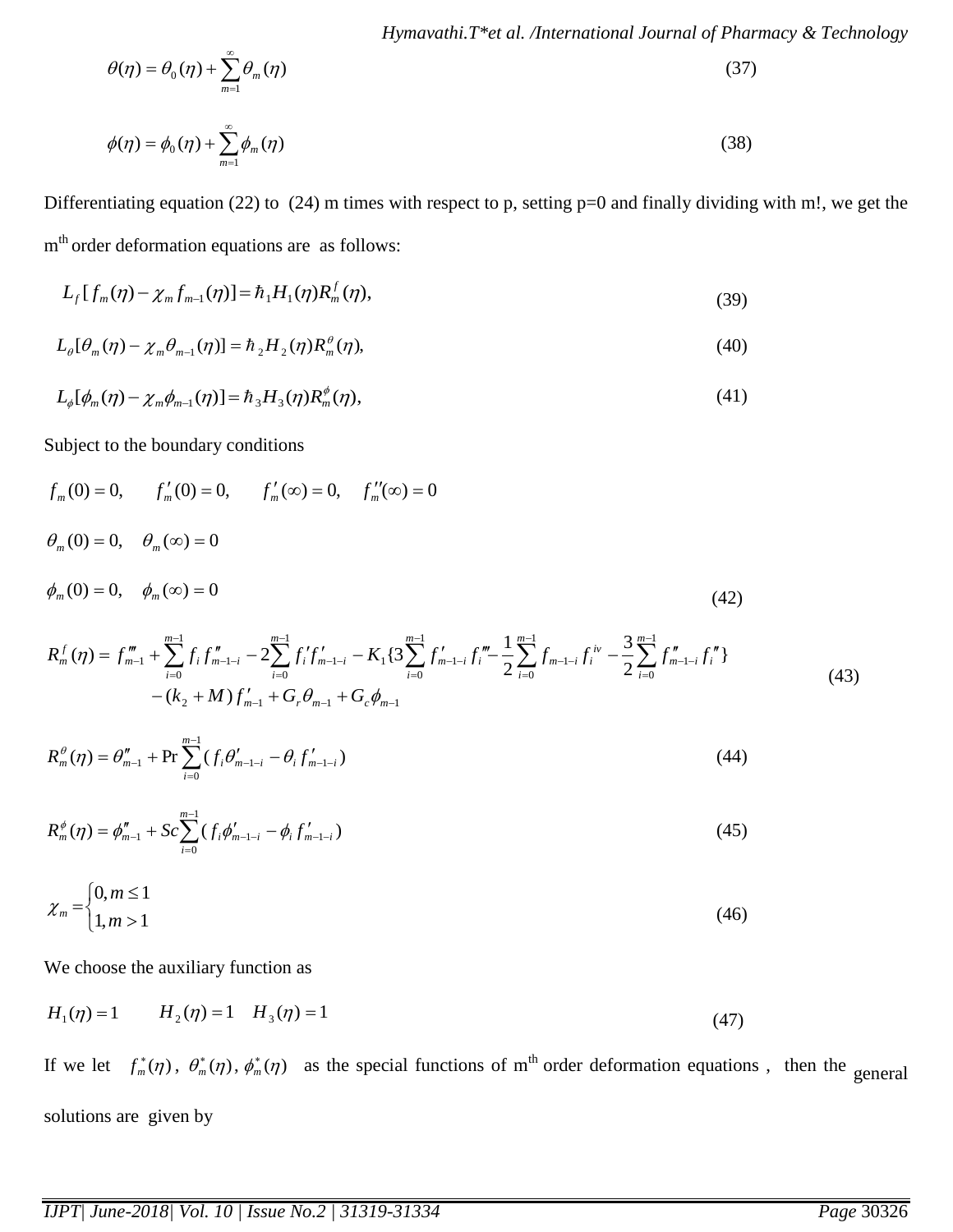$$\theta(\eta) = \theta_0(\eta) + \sum_{m=1}^{\infty} \theta_m(\eta) \tag{37}$$

$$\phi(\eta) = \phi_0(\eta) + \sum_{m=1}^{\infty} \phi_m(\eta) \tag{38}$$

Differentiating equation (22) to (24) m times with respect to p, setting p=0 and finally dividing with m!, we get the m[th] order deformation equations are as follows:

$$L_f [f_m(\eta) - \chi_m f_{m-1}(\eta)] = \hbar_1 H_1(\eta) R_m^f(\eta), \tag{39}$$

$$L_\theta [\theta_m(\eta) - \chi_m \theta_{m-1}(\eta)] = \hbar_2 H_2(\eta) R_m^\theta(\eta), \tag{40}$$

$$L_\phi [\phi_m(\eta) - \chi_m \phi_{m-1}(\eta)] = \hbar_3 H_3(\eta) R_m^\phi(\eta), \tag{41}$$

Subject to the boundary conditions

$$f_m(0) = 0, \qquad f_m'(0) = 0, \qquad f_m'(\infty) = 0, \quad f_m''(\infty) = 0$$

$$\theta_m(0) = 0, \quad \theta_m(\infty) = 0$$

$$\phi_m(0) = 0, \quad \phi_m(\infty) = 0 \tag{42}$$

$$\begin{aligned} R_m^f(\eta) = {} & f_{m-1}''' + \sum_{i=0}^{m-1} f_i f_{m-1-i}'' - 2\sum_{i=0}^{m-1} f_i' f_{m-1-i}' - K_1 \{3\sum_{i=0}^{m-1} f_{m-1-i}' f_i''' - \frac{1}{2}\sum_{i=0}^{m-1} f_{m-1-i} f_i^{iv} - \frac{3}{2}\sum_{i=0}^{m-1} f_{m-1-i}'' f_i''\} \\ & - (k_2 + M) f_{m-1}' + G_r \theta_{m-1} + G_c \phi_{m-1} \end{aligned} \tag{43}$$

$$R_m^\theta(\eta) = \theta_{m-1}'' + \Pr \sum_{i=0}^{m-1} (f_i \theta_{m-1-i}' - \theta_i f_{m-1-i}') \tag{44}$$

$$R_m^\phi(\eta) = \phi_{m-1}'' + Sc \sum_{i=0}^{m-1} (f_i \phi_{m-1-i}' - \phi_i f_{m-1-i}') \tag{45}$$

$$\chi_m = \begin{cases} 0, m \le 1 \\ 1, m > 1 \end{cases} \tag{46}$$

We choose the auxiliary function as

$$H_1(\eta) = 1 \qquad H_2(\eta) = 1 \quad H_3(\eta) = 1 \tag{47}$$

If we let $f_m^*(\eta)$, $\theta_m^*(\eta)$, $\phi_m^*(\eta)$ as the special functions of m[th] order deformation equations , then the general solutions are given by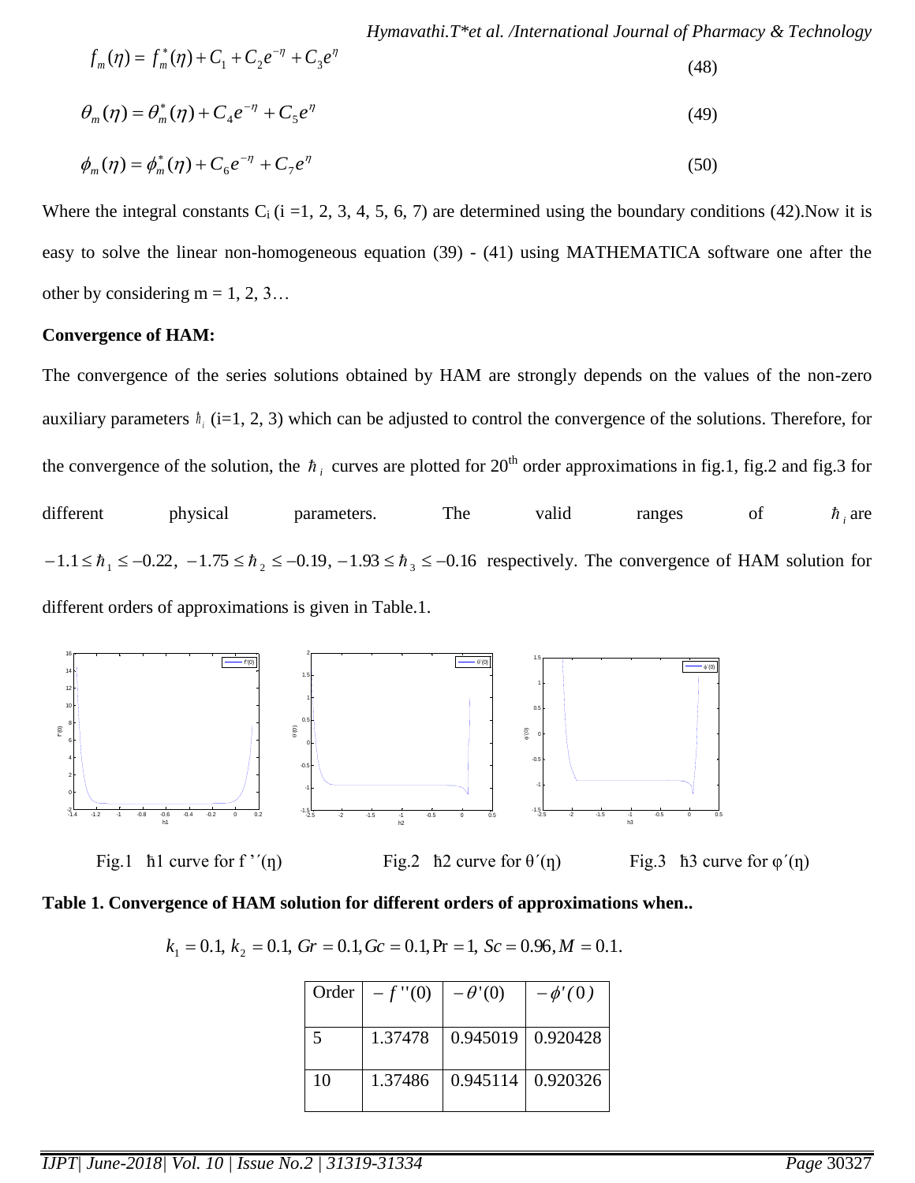$$f_m(\eta) = f_m^*(\eta) + C_1 + C_2 e^{-\eta} + C_3 e^{\eta} \tag{48}$$

$$\theta_m(\eta) = \theta_m^*(\eta) + C_4 e^{-\eta} + C_5 e^{\eta} \tag{49}$$

$$\phi_m(\eta) = \phi_m^*(\eta) + C_6 e^{-\eta} + C_7 e^{\eta} \tag{50}$$

Where the integral constants $C_i$ (i =1, 2, 3, 4, 5, 6, 7) are determined using the boundary conditions (42).Now it is easy to solve the linear non-homogeneous equation (39) - (41) using MATHEMATICA software one after the other by considering m = 1, 2, 3…

**Convergence of HAM:**

The convergence of the series solutions obtained by HAM are strongly depends on the values of the non-zero auxiliary parameters $\hbar_i$ (i=1, 2, 3) which can be adjusted to control the convergence of the solutions. Therefore, for the convergence of the solution, the $\hbar_i$ curves are plotted for 20[th] order approximations in fig.1, fig.2 and fig.3 for different physical parameters. The valid ranges of $\hbar_i$ are $-1.1 \le \hbar_1 \le -0.22,\ -1.75 \le \hbar_2 \le -0.19,\ -1.93 \le \hbar_3 \le -0.16$ respectively. The convergence of HAM solution for different orders of approximations is given in Table.1.

Fig.1 ħ1 curve for f ''(η)

Fig.2 ħ2 curve for θ΄(η)

Fig.3 ħ3 curve for φ΄(η)

**Table 1. Convergence of HAM solution for different orders of approximations when..**

$k_1 = 0.1,\ k_2 = 0.1,\ Gr = 0.1, Gc = 0.1, \Pr = 1,\ Sc = 0.96, M = 0.1.$

| Order | $-f''(0)$ | $-\theta'(0)$ | $-\phi'(0)$ |
|---|---|---|---|
| 5 | 1.37478 | 0.945019 | 0.920428 |
| 10 | 1.37486 | 0.945114 | 0.920326 |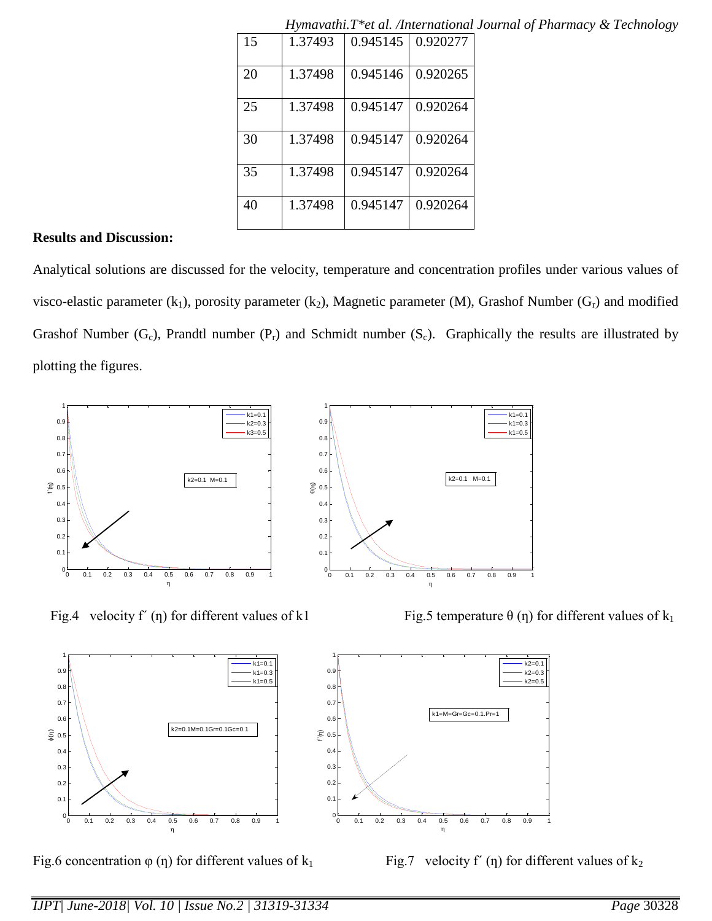| 15 | 1.37493 | 0.945145 | 0.920277 |
|---|---|---|---|
| 20 | 1.37498 | 0.945146 | 0.920265 |
| 25 | 1.37498 | 0.945147 | 0.920264 |
| 30 | 1.37498 | 0.945147 | 0.920264 |
| 35 | 1.37498 | 0.945147 | 0.920264 |
| 40 | 1.37498 | 0.945147 | 0.920264 |

**Results and Discussion:**

Analytical solutions are discussed for the velocity, temperature and concentration profiles under various values of visco-elastic parameter ($k_1$), porosity parameter ($k_2$), Magnetic parameter (M), Grashof Number ($G_r$) and modified Grashof Number ($G_c$), Prandtl number ($P_r$) and Schmidt number ($S_c$). Graphically the results are illustrated by plotting the figures.

Fig.4 velocity $f'(\eta)$ for different values of k1

Fig.5 temperature $\theta(\eta)$ for different values of $k_1$

Fig.6 concentration $\varphi(\eta)$ for different values of $k_1$

Fig.7 velocity $f'(\eta)$ for different values of $k_2$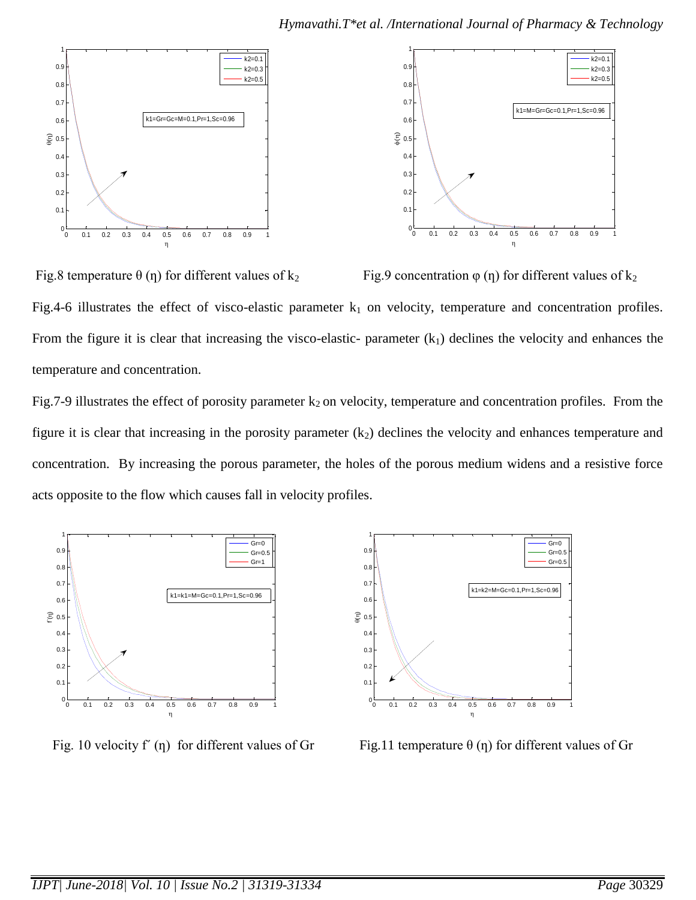Fig.8 temperature $\theta(\eta)$ for different values of $k_2$

Fig.9 concentration $\varphi(\eta)$ for different values of $k_2$

Fig.4-6 illustrates the effect of visco-elastic parameter $k_1$ on velocity, temperature and concentration profiles. From the figure it is clear that increasing the visco-elastic- parameter ($k_1$) declines the velocity and enhances the temperature and concentration.

Fig.7-9 illustrates the effect of porosity parameter $k_2$ on velocity, temperature and concentration profiles. From the figure it is clear that increasing in the porosity parameter ($k_2$) declines the velocity and enhances temperature and concentration. By increasing the porous parameter, the holes of the porous medium widens and a resistive force acts opposite to the flow which causes fall in velocity profiles.

Fig. 10 velocity $f'(\eta)$ for different values of Gr

Fig.11 temperature $\theta(\eta)$ for different values of Gr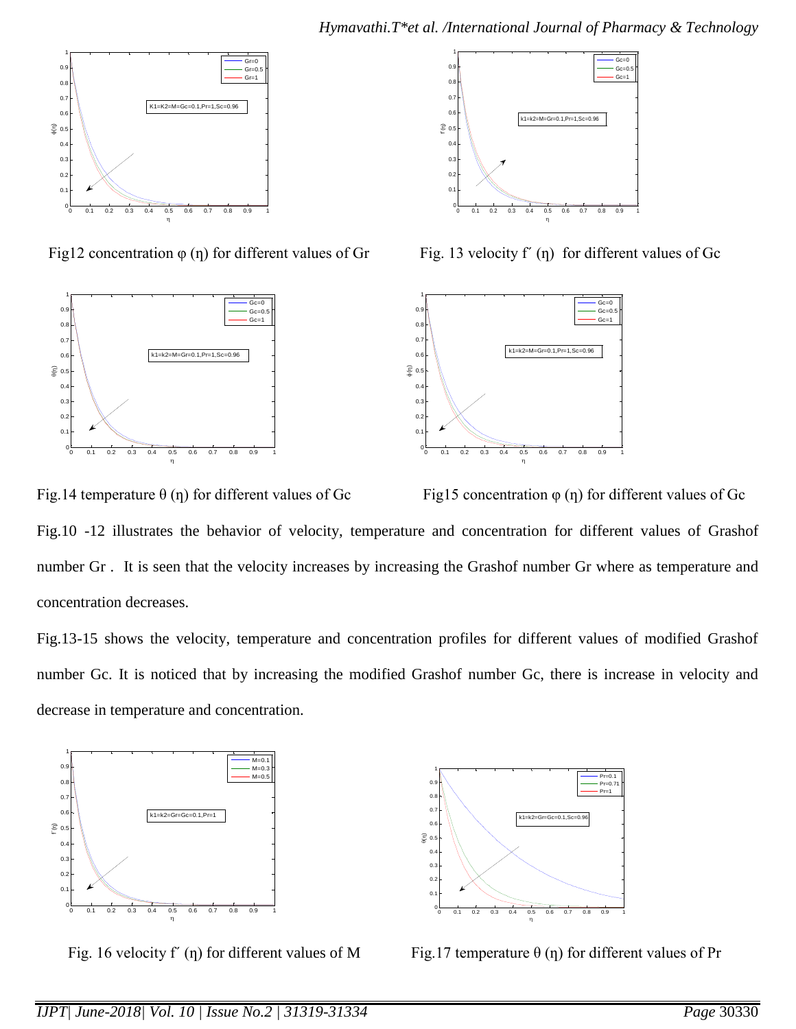Fig12 concentration $\varphi$ ($\eta$) for different values of Gr

Fig. 13 velocity $f'$ ($\eta$) for different values of Gc

Fig.14 temperature $\theta$ ($\eta$) for different values of Gc

Fig15 concentration $\varphi$ ($\eta$) for different values of Gc

Fig.10 -12 illustrates the behavior of velocity, temperature and concentration for different values of Grashof number Gr . It is seen that the velocity increases by increasing the Grashof number Gr where as temperature and concentration decreases.

Fig.13-15 shows the velocity, temperature and concentration profiles for different values of modified Grashof number Gc. It is noticed that by increasing the modified Grashof number Gc, there is increase in velocity and decrease in temperature and concentration.

Fig. 16 velocity $f'$ ($\eta$) for different values of M

Fig.17 temperature $\theta$ ($\eta$) for different values of Pr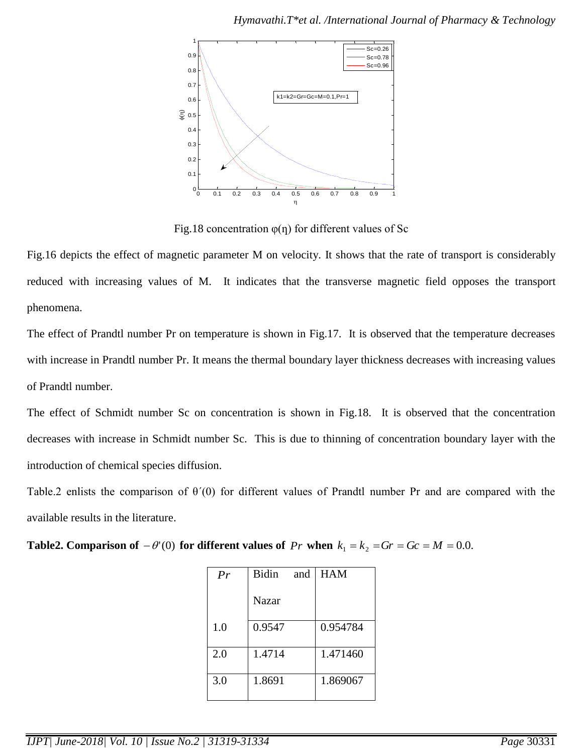Fig.18 concentration φ(η) for different values of Sc

Fig.16 depicts the effect of magnetic parameter M on velocity. It shows that the rate of transport is considerably reduced with increasing values of M. It indicates that the transverse magnetic field opposes the transport phenomena.

The effect of Prandtl number Pr on temperature is shown in Fig.17. It is observed that the temperature decreases with increase in Prandtl number Pr. It means the thermal boundary layer thickness decreases with increasing values of Prandtl number.

The effect of Schmidt number Sc on concentration is shown in Fig.18. It is observed that the concentration decreases with increase in Schmidt number Sc. This is due to thinning of concentration boundary layer with the introduction of chemical species diffusion.

Table.2 enlists the comparison of θ´(0) for different values of Prandtl number Pr and are compared with the available results in the literature.

**Table2. Comparison of $-\theta'(0)$ for different values of $Pr$ when $k_1 = k_2 = Gr = Gc = M = 0.0$.**

| $Pr$ | Bidin and Nazar | HAM |
|---|---|---|
| 1.0 | 0.9547 | 0.954784 |
| 2.0 | 1.4714 | 1.471460 |
| 3.0 | 1.8691 | 1.869067 |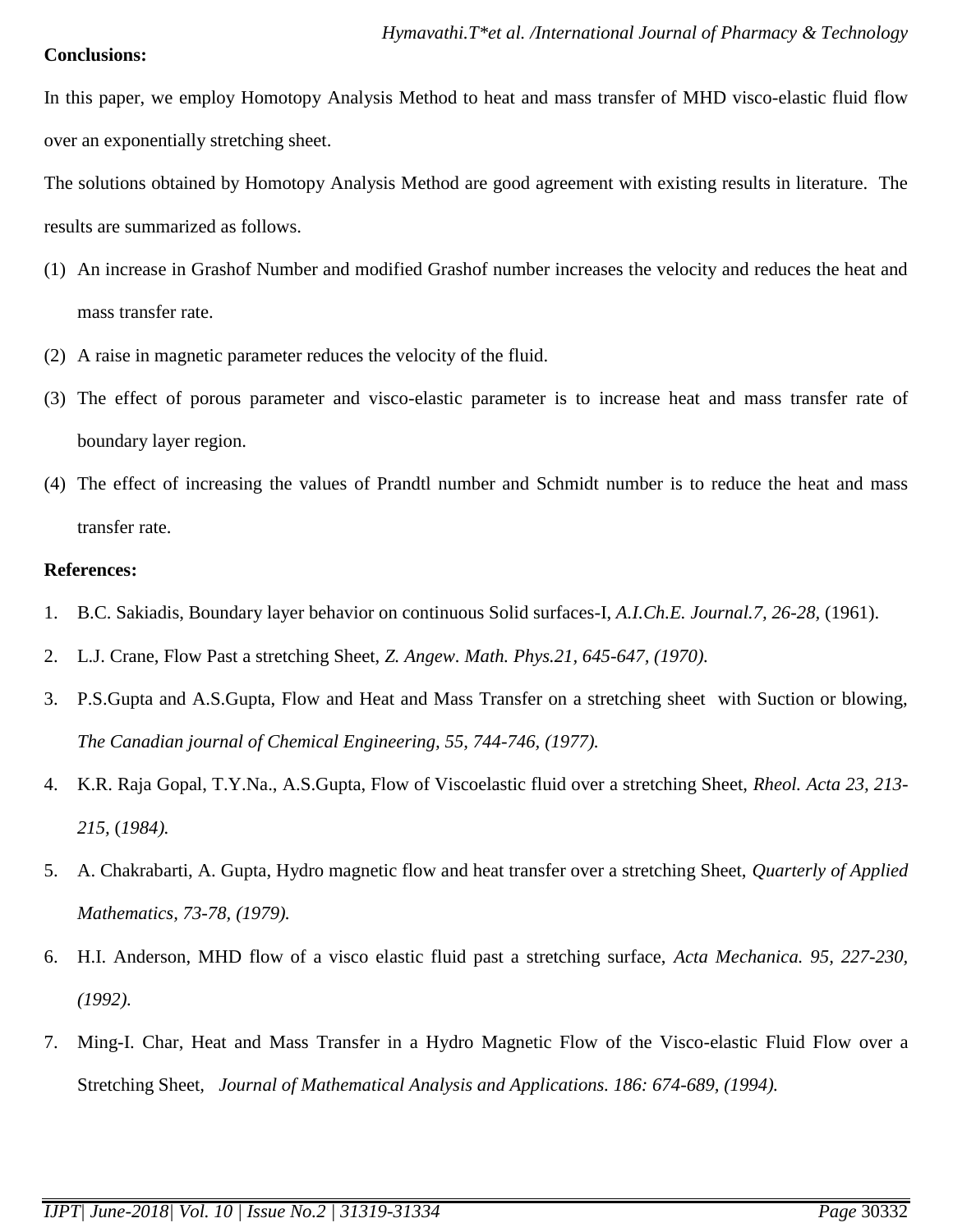**Conclusions:**

In this paper, we employ Homotopy Analysis Method to heat and mass transfer of MHD visco-elastic fluid flow over an exponentially stretching sheet.

The solutions obtained by Homotopy Analysis Method are good agreement with existing results in literature. The results are summarized as follows.

1. An increase in Grashof Number and modified Grashof number increases the velocity and reduces the heat and mass transfer rate.
2. A raise in magnetic parameter reduces the velocity of the fluid.
3. The effect of porous parameter and visco-elastic parameter is to increase heat and mass transfer rate of boundary layer region.
4. The effect of increasing the values of Prandtl number and Schmidt number is to reduce the heat and mass transfer rate.

**References:**

1. B.C. Sakiadis, Boundary layer behavior on continuous Solid surfaces-I, *A.I.Ch.E. Journal.7, 26-28,* (1961).
2. L.J. Crane, Flow Past a stretching Sheet, *Z. Angew. Math. Phys.21, 645-647, (1970).*
3. P.S.Gupta and A.S.Gupta, Flow and Heat and Mass Transfer on a stretching sheet with Suction or blowing, *The Canadian journal of Chemical Engineering, 55, 744-746, (1977).*
4. K.R. Raja Gopal, T.Y.Na., A.S.Gupta, Flow of Viscoelastic fluid over a stretching Sheet, *Rheol. Acta 23, 213-215,* (*1984).*
5. A. Chakrabarti, A. Gupta, Hydro magnetic flow and heat transfer over a stretching Sheet, *Quarterly of Applied Mathematics, 73-78, (1979).*
6. H.I. Anderson, MHD flow of a visco elastic fluid past a stretching surface, *Acta Mechanica. 95, 227-230, (1992).*
7. Ming-I. Char, Heat and Mass Transfer in a Hydro Magnetic Flow of the Visco-elastic Fluid Flow over a Stretching Sheet, *Journal of Mathematical Analysis and Applications. 186: 674-689, (1994).*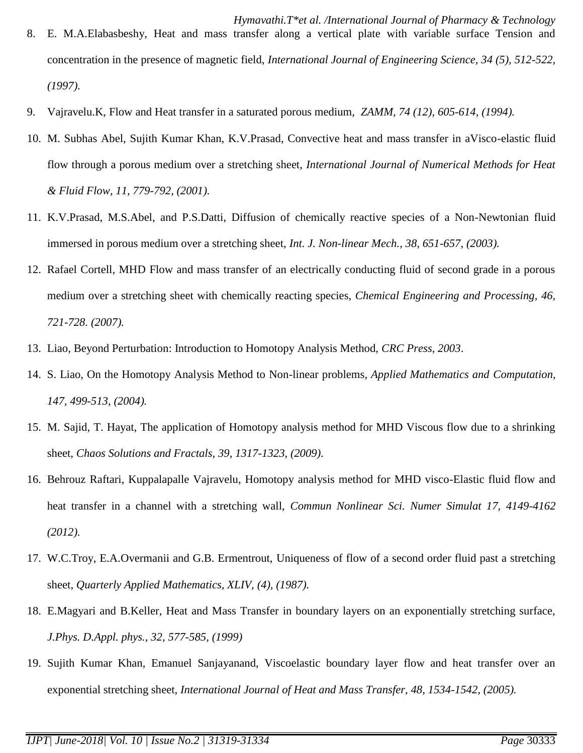8. E. M.A.Elabasbeshy, Heat and mass transfer along a vertical plate with variable surface Tension and concentration in the presence of magnetic field, *International Journal of Engineering Science, 34 (5), 512-522, (1997).*
9. Vajravelu.K, Flow and Heat transfer in a saturated porous medium, *ZAMM, 74 (12), 605-614, (1994).*
10. M. Subhas Abel, Sujith Kumar Khan, K.V.Prasad, Convective heat and mass transfer in aVisco-elastic fluid flow through a porous medium over a stretching sheet, *International Journal of Numerical Methods for Heat & Fluid Flow, 11, 779-792, (2001).*
11. K.V.Prasad, M.S.Abel, and P.S.Datti, Diffusion of chemically reactive species of a Non-Newtonian fluid immersed in porous medium over a stretching sheet, *Int. J. Non-linear Mech., 38, 651-657, (2003).*
12. Rafael Cortell, MHD Flow and mass transfer of an electrically conducting fluid of second grade in a porous medium over a stretching sheet with chemically reacting species, *Chemical Engineering and Processing, 46, 721-728. (2007).*
13. Liao, Beyond Perturbation: Introduction to Homotopy Analysis Method, *CRC Press, 2003*.
14. S. Liao, On the Homotopy Analysis Method to Non-linear problems, *Applied Mathematics and Computation, 147, 499-513, (2004).*
15. M. Sajid, T. Hayat, The application of Homotopy analysis method for MHD Viscous flow due to a shrinking sheet, *Chaos Solutions and Fractals, 39, 1317-1323, (2009).*
16. Behrouz Raftari, Kuppalapalle Vajravelu, Homotopy analysis method for MHD visco-Elastic fluid flow and heat transfer in a channel with a stretching wall, *Commun Nonlinear Sci. Numer Simulat 17, 4149-4162 (2012).*
17. W.C.Troy, E.A.Overmanii and G.B. Ermentrout, Uniqueness of flow of a second order fluid past a stretching sheet, *Quarterly Applied Mathematics, XLIV, (4), (1987).*
18. E.Magyari and B.Keller, Heat and Mass Transfer in boundary layers on an exponentially stretching surface, *J.Phys. D.Appl. phys., 32, 577-585, (1999)*
19. Sujith Kumar Khan, Emanuel Sanjayanand, Viscoelastic boundary layer flow and heat transfer over an exponential stretching sheet, *International Journal of Heat and Mass Transfer, 48, 1534-1542, (2005).*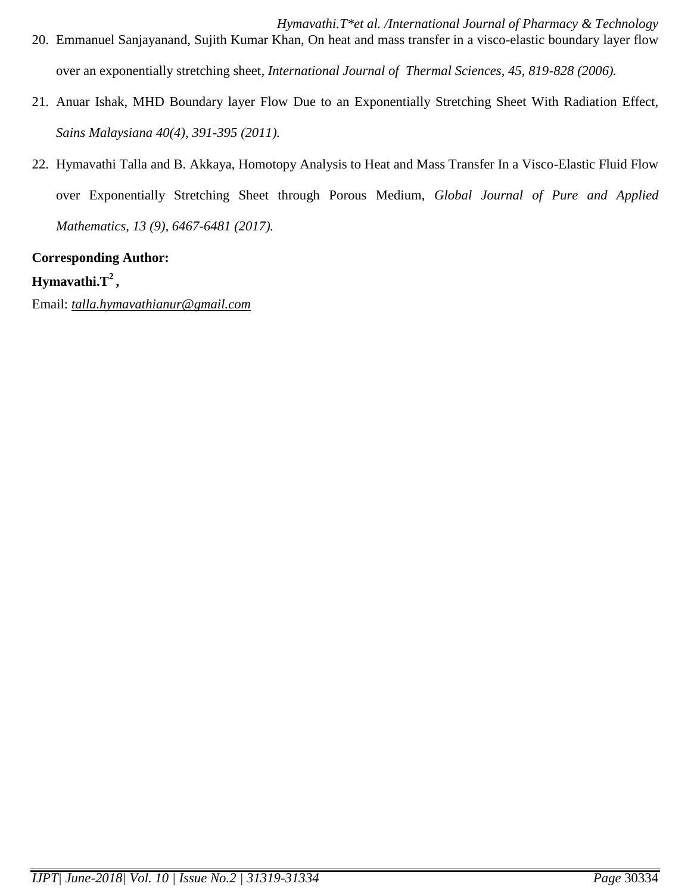20. Emmanuel Sanjayanand, Sujith Kumar Khan, On heat and mass transfer in a visco-elastic boundary layer flow over an exponentially stretching sheet, *International Journal of Thermal Sciences, 45, 819-828 (2006).*

21. Anuar Ishak, MHD Boundary layer Flow Due to an Exponentially Stretching Sheet With Radiation Effect, *Sains Malaysiana 40(4), 391-395 (2011).*

22. Hymavathi Talla and B. Akkaya, Homotopy Analysis to Heat and Mass Transfer In a Visco-Elastic Fluid Flow over Exponentially Stretching Sheet through Porous Medium, *Global Journal of Pure and Applied Mathematics, 13 (9), 6467-6481 (2017).*

**Corresponding Author:**

**Hymavathi.T[2] ,**

Email: *talla.hymavathianur@gmail.com*